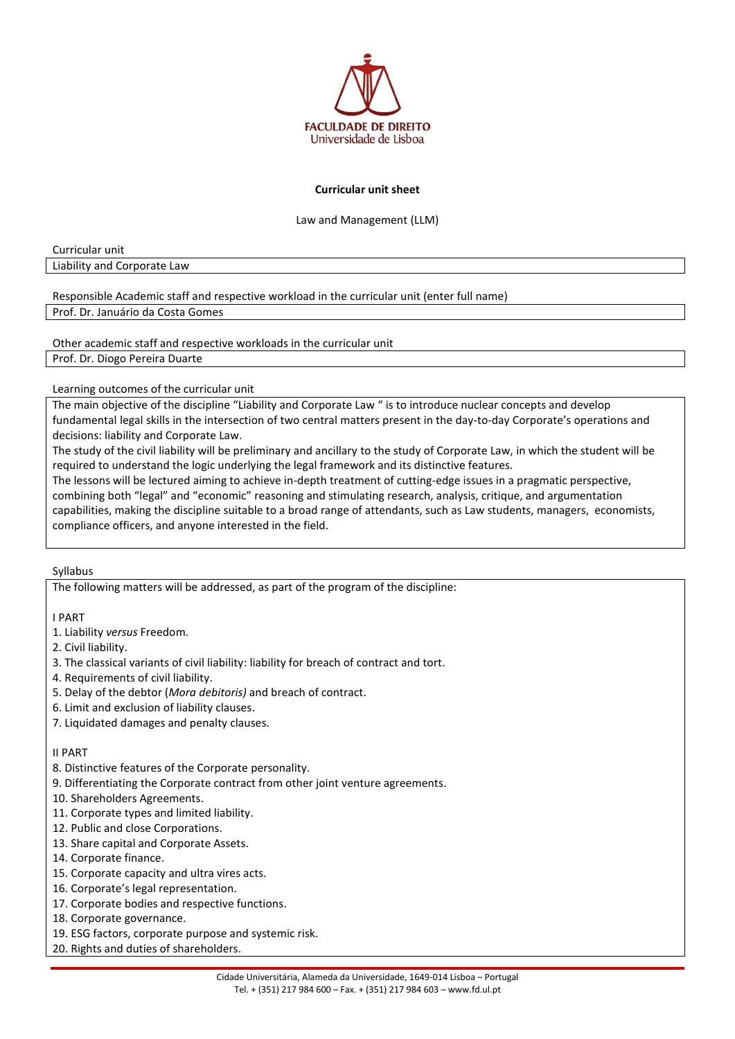**FACULDADE DE DIREITO**
Universidade de Lisboa

**Curricular unit sheet**

Law and Management (LLM)

Curricular unit

Liability and Corporate Law

Responsible Academic staff and respective workload in the curricular unit (enter full name)

Prof. Dr. Januário da Costa Gomes

Other academic staff and respective workloads in the curricular unit

Prof. Dr. Diogo Pereira Duarte

Learning outcomes of the curricular unit

The main objective of the discipline "Liability and Corporate Law " is to introduce nuclear concepts and develop fundamental legal skills in the intersection of two central matters present in the day-to-day Corporate's operations and decisions: liability and Corporate Law.

The study of the civil liability will be preliminary and ancillary to the study of Corporate Law, in which the student will be required to understand the logic underlying the legal framework and its distinctive features.

The lessons will be lectured aiming to achieve in-depth treatment of cutting-edge issues in a pragmatic perspective, combining both "legal" and "economic" reasoning and stimulating research, analysis, critique, and argumentation capabilities, making the discipline suitable to a broad range of attendants, such as Law students, managers, economists, compliance officers, and anyone interested in the field.

Syllabus

The following matters will be addressed, as part of the program of the discipline:

I PART

1. Liability *versus* Freedom.
2. Civil liability.
3. The classical variants of civil liability: liability for breach of contract and tort.
4. Requirements of civil liability.
5. Delay of the debtor (*Mora debitoris)* and breach of contract.
6. Limit and exclusion of liability clauses.
7. Liquidated damages and penalty clauses.

II PART

8. Distinctive features of the Corporate personality.
9. Differentiating the Corporate contract from other joint venture agreements.
10. Shareholders Agreements.
11. Corporate types and limited liability.
12. Public and close Corporations.
13. Share capital and Corporate Assets.
14. Corporate finance.
15. Corporate capacity and ultra vires acts.
16. Corporate's legal representation.
17. Corporate bodies and respective functions.
18. Corporate governance.
19. ESG factors, corporate purpose and systemic risk.
20. Rights and duties of shareholders.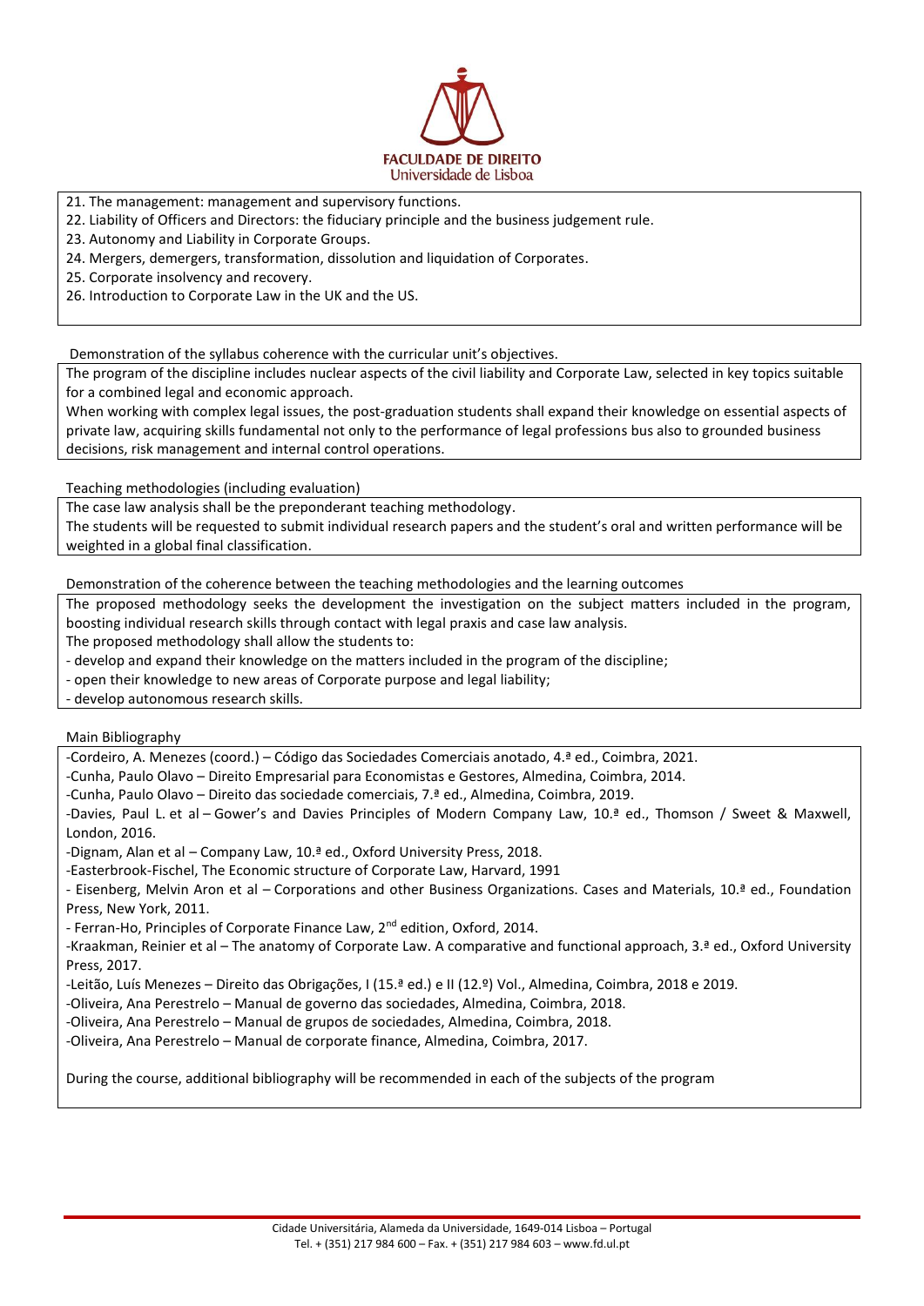21. The management: management and supervisory functions.
22. Liability of Officers and Directors: the fiduciary principle and the business judgement rule.
23. Autonomy and Liability in Corporate Groups.
24. Mergers, demergers, transformation, dissolution and liquidation of Corporates.
25. Corporate insolvency and recovery.
26. Introduction to Corporate Law in the UK and the US.

Demonstration of the syllabus coherence with the curricular unit's objectives.

The program of the discipline includes nuclear aspects of the civil liability and Corporate Law, selected in key topics suitable for a combined legal and economic approach.

When working with complex legal issues, the post-graduation students shall expand their knowledge on essential aspects of private law, acquiring skills fundamental not only to the performance of legal professions bus also to grounded business decisions, risk management and internal control operations.

Teaching methodologies (including evaluation)

The case law analysis shall be the preponderant teaching methodology.

The students will be requested to submit individual research papers and the student's oral and written performance will be weighted in a global final classification.

Demonstration of the coherence between the teaching methodologies and the learning outcomes

The proposed methodology seeks the development the investigation on the subject matters included in the program, boosting individual research skills through contact with legal praxis and case law analysis.

The proposed methodology shall allow the students to:

- develop and expand their knowledge on the matters included in the program of the discipline;
- open their knowledge to new areas of Corporate purpose and legal liability;
- develop autonomous research skills.

Main Bibliography

-Cordeiro, A. Menezes (coord.) – Código das Sociedades Comerciais anotado, 4.ª ed., Coimbra, 2021.

-Cunha, Paulo Olavo – Direito Empresarial para Economistas e Gestores, Almedina, Coimbra, 2014.

-Cunha, Paulo Olavo – Direito das sociedade comerciais, 7.ª ed., Almedina, Coimbra, 2019.

-Davies, Paul L. et al – Gower's and Davies Principles of Modern Company Law, 10.ª ed., Thomson / Sweet & Maxwell, London, 2016.

-Dignam, Alan et al – Company Law, 10.ª ed., Oxford University Press, 2018.

-Easterbrook-Fischel, The Economic structure of Corporate Law, Harvard, 1991

- Eisenberg, Melvin Aron et al – Corporations and other Business Organizations. Cases and Materials, 10.ª ed., Foundation Press, New York, 2011.

- Ferran-Ho, Principles of Corporate Finance Law, 2nd edition, Oxford, 2014.

-Kraakman, Reinier et al – The anatomy of Corporate Law. A comparative and functional approach, 3.ª ed., Oxford University Press, 2017.

-Leitão, Luís Menezes – Direito das Obrigações, I (15.ª ed.) e II (12.º) Vol., Almedina, Coimbra, 2018 e 2019.

-Oliveira, Ana Perestrelo – Manual de governo das sociedades, Almedina, Coimbra, 2018.

-Oliveira, Ana Perestrelo – Manual de grupos de sociedades, Almedina, Coimbra, 2018.

-Oliveira, Ana Perestrelo – Manual de corporate finance, Almedina, Coimbra, 2017.

During the course, additional bibliography will be recommended in each of the subjects of the program